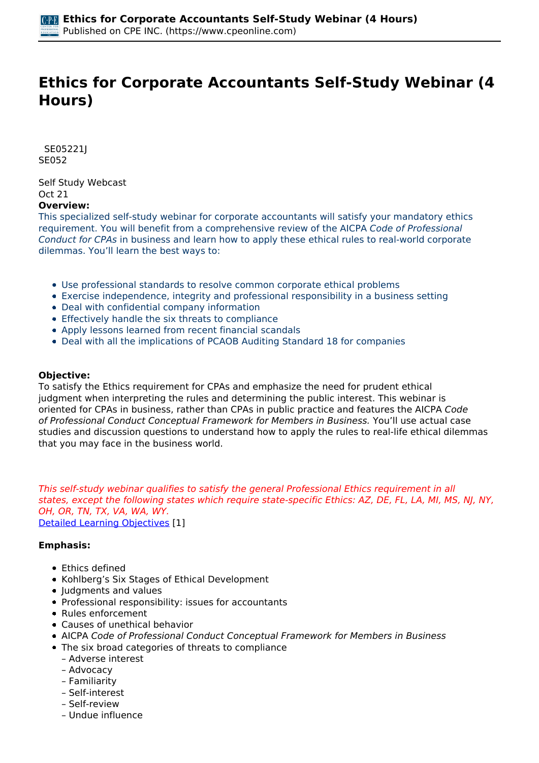# Ethics for Corporate Accountants Self-Study Webinar (4 Hours)

SE05221J
SE052

Self Study Webcast
Oct 21

**Overview:**

This specialized self-study webinar for corporate accountants will satisfy your mandatory ethics requirement. You will benefit from a comprehensive review of the AICPA *Code of Professional Conduct for CPAs* in business and learn how to apply these ethical rules to real-world corporate dilemmas. You'll learn the best ways to:

- Use professional standards to resolve common corporate ethical problems
- Exercise independence, integrity and professional responsibility in a business setting
- Deal with confidential company information
- Effectively handle the six threats to compliance
- Apply lessons learned from recent financial scandals
- Deal with all the implications of PCAOB Auditing Standard 18 for companies

**Objective:**

To satisfy the Ethics requirement for CPAs and emphasize the need for prudent ethical judgment when interpreting the rules and determining the public interest. This webinar is oriented for CPAs in business, rather than CPAs in public practice and features the AICPA *Code of Professional Conduct Conceptual Framework for Members in Business.* You'll use actual case studies and discussion questions to understand how to apply the rules to real-life ethical dilemmas that you may face in the business world.

*This self-study webinar qualifies to satisfy the general Professional Ethics requirement in all states, except the following states which require state-specific Ethics: AZ, DE, FL, LA, MI, MS, NJ, NY, OH, OR, TN, TX, VA, WA, WY.*

Detailed Learning Objectives [1]

**Emphasis:**

- Ethics defined
- Kohlberg's Six Stages of Ethical Development
- Judgments and values
- Professional responsibility: issues for accountants
- Rules enforcement
- Causes of unethical behavior
- AICPA *Code of Professional Conduct Conceptual Framework for Members in Business*
- The six broad categories of threats to compliance
  - – Adverse interest
  - – Advocacy
  - – Familiarity
  - – Self-interest
  - – Self-review
  - – Undue influence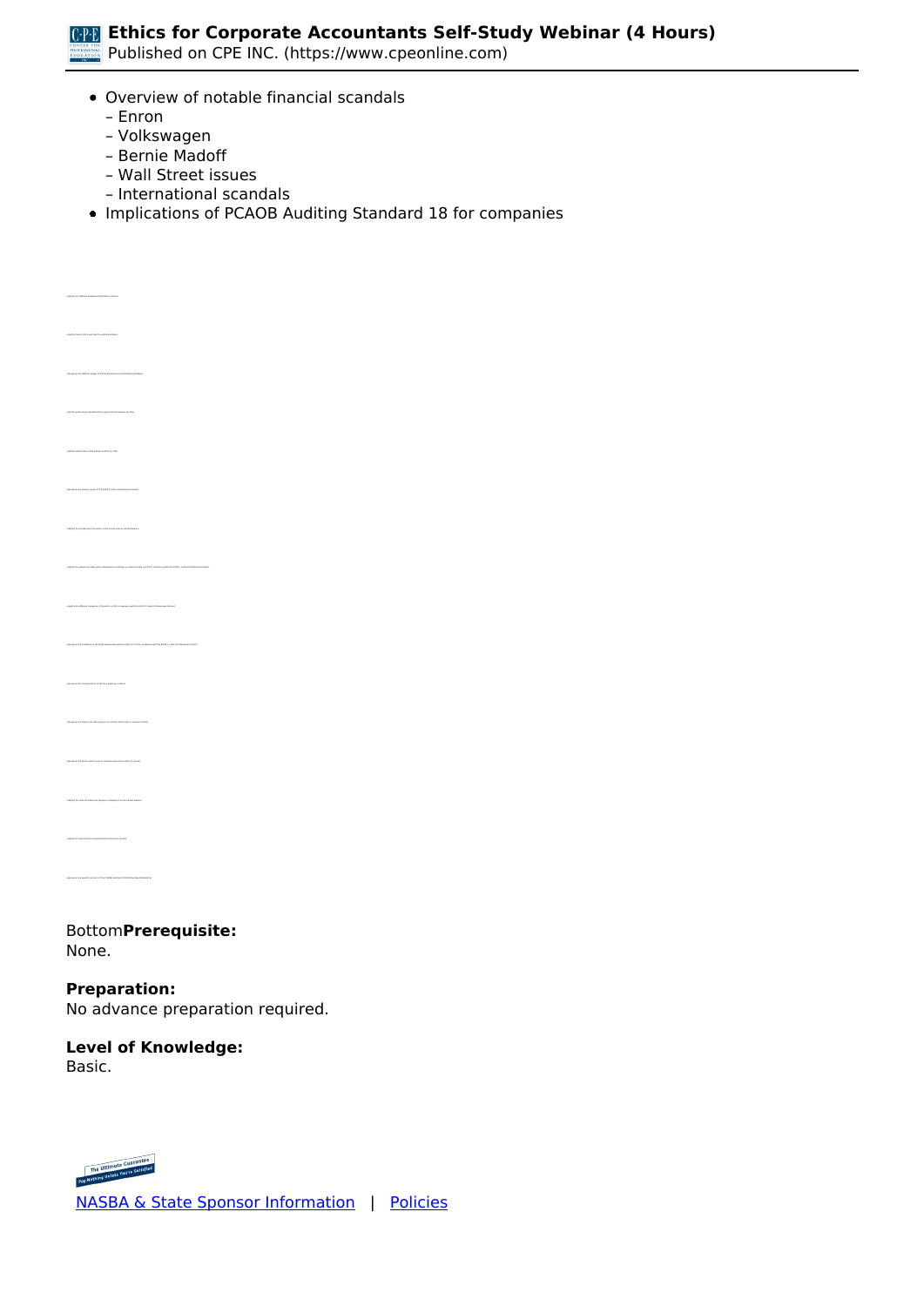- Overview of notable financial scandals
  – Enron
  – Volkswagen
  – Bernie Madoff
  – Wall Street issues
  – International scandals
- Implications of PCAOB Auditing Standard 18 for companies

Bottom**Prerequisite:**
None.

**Preparation:**
No advance preparation required.

**Level of Knowledge:**
Basic.

NASBA & State Sponsor Information | Policies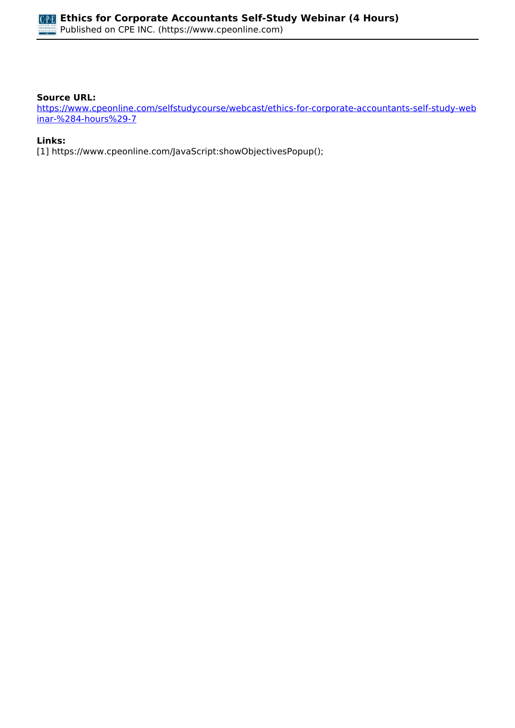**Source URL:**
https://www.cpeonline.com/selfstudycourse/webcast/ethics-for-corporate-accountants-self-study-webinar-%284-hours%29-7

**Links:**
[1] https://www.cpeonline.com/JavaScript:showObjectivesPopup();